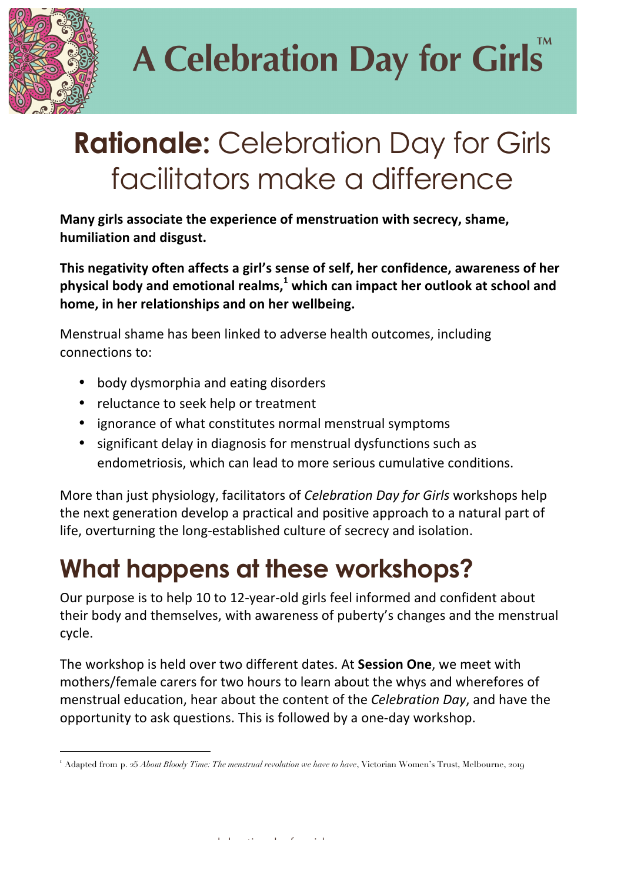# A Celebration Day for Girls™

# **Rationale:** Celebration Day for Girls facilitators make a difference

**Many girls associate the experience of menstruation with secrecy, shame, humiliation and disgust.**

**This negativity often affects a girl's sense of self, her confidence, awareness of her physical body and emotional realms,[1] which can impact her outlook at school and home, in her relationships and on her wellbeing.**

Menstrual shame has been linked to adverse health outcomes, including connections to:

- body dysmorphia and eating disorders
- reluctance to seek help or treatment
- ignorance of what constitutes normal menstrual symptoms
- significant delay in diagnosis for menstrual dysfunctions such as endometriosis, which can lead to more serious cumulative conditions.

More than just physiology, facilitators of *Celebration Day for Girls* workshops help the next generation develop a practical and positive approach to a natural part of life, overturning the long-established culture of secrecy and isolation.

## What happens at these workshops?

Our purpose is to help 10 to 12-year-old girls feel informed and confident about their body and themselves, with awareness of puberty's changes and the menstrual cycle.

The workshop is held over two different dates. At **Session One**, we meet with mothers/female carers for two hours to learn about the whys and wherefores of menstrual education, hear about the content of the *Celebration Day*, and have the opportunity to ask questions. This is followed by a one-day workshop.

---

[1] Adapted from p. 25 *About Bloody Time: The menstrual revolution we have to have*, Victorian Women's Trust, Melbourne, 2019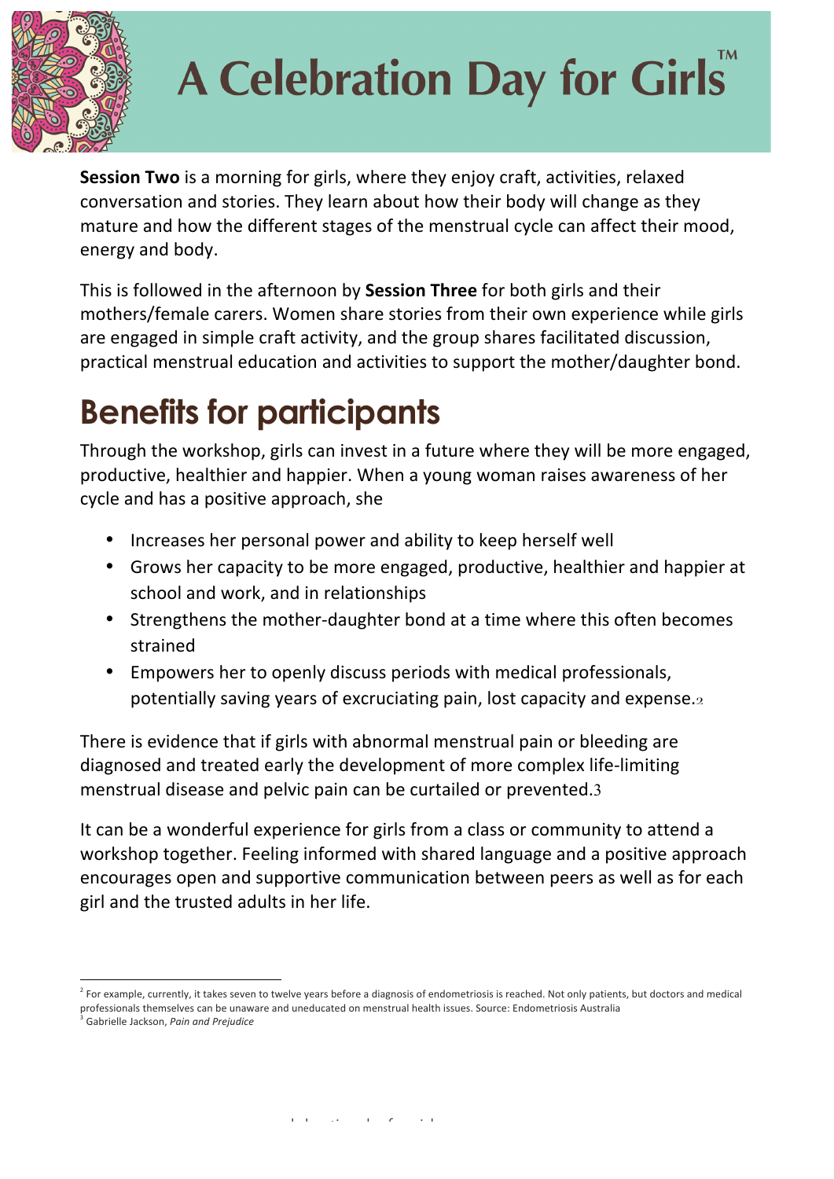# A Celebration Day for Girls™

**Session Two** is a morning for girls, where they enjoy craft, activities, relaxed conversation and stories. They learn about how their body will change as they mature and how the different stages of the menstrual cycle can affect their mood, energy and body.

This is followed in the afternoon by **Session Three** for both girls and their mothers/female carers. Women share stories from their own experience while girls are engaged in simple craft activity, and the group shares facilitated discussion, practical menstrual education and activities to support the mother/daughter bond.

## Benefits for participants

Through the workshop, girls can invest in a future where they will be more engaged, productive, healthier and happier. When a young woman raises awareness of her cycle and has a positive approach, she

- Increases her personal power and ability to keep herself well
- Grows her capacity to be more engaged, productive, healthier and happier at school and work, and in relationships
- Strengthens the mother-daughter bond at a time where this often becomes strained
- Empowers her to openly discuss periods with medical professionals, potentially saving years of excruciating pain, lost capacity and expense.[2]

There is evidence that if girls with abnormal menstrual pain or bleeding are diagnosed and treated early the development of more complex life-limiting menstrual disease and pelvic pain can be curtailed or prevented.[3]

It can be a wonderful experience for girls from a class or community to attend a workshop together. Feeling informed with shared language and a positive approach encourages open and supportive communication between peers as well as for each girl and the trusted adults in her life.

---

[2] For example, currently, it takes seven to twelve years before a diagnosis of endometriosis is reached. Not only patients, but doctors and medical professionals themselves can be unaware and uneducated on menstrual health issues. Source: Endometriosis Australia

[3] Gabrielle Jackson, *Pain and Prejudice*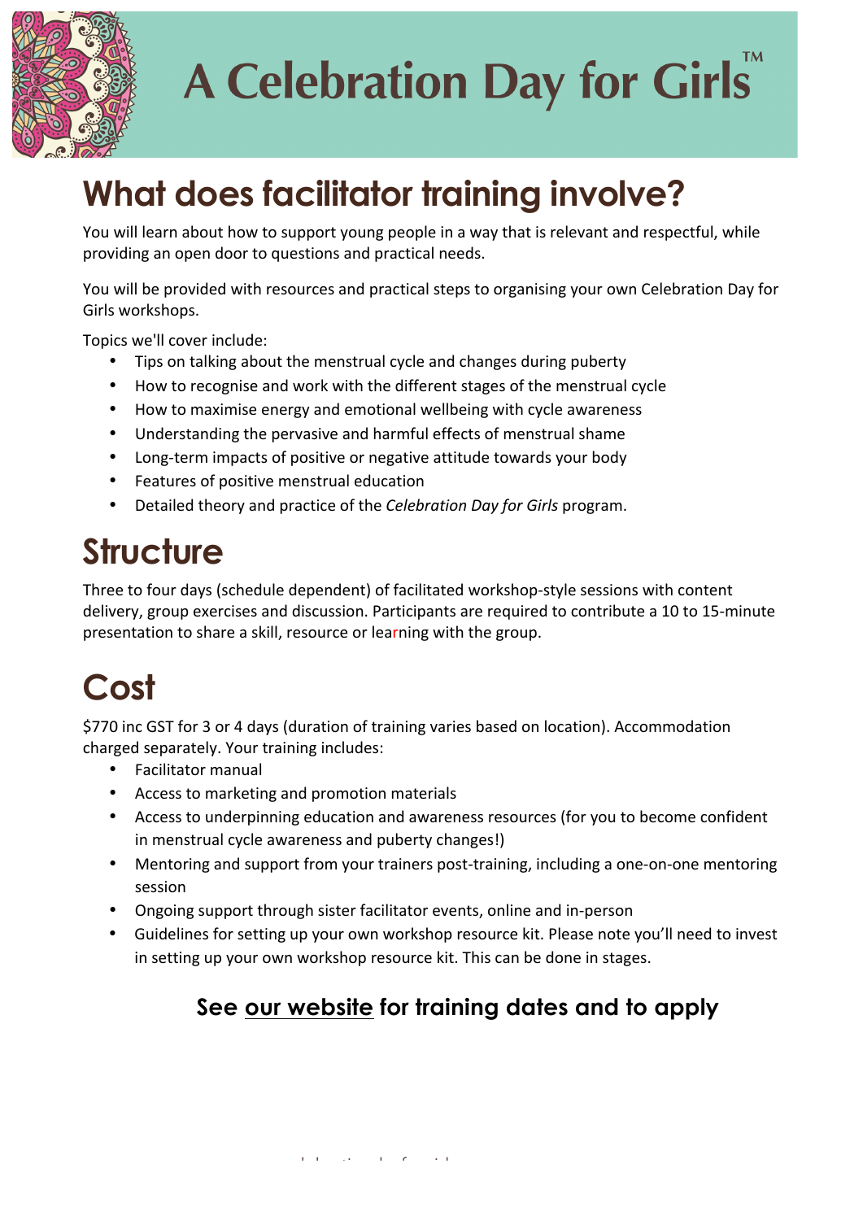# A Celebration Day for Girls™

## What does facilitator training involve?

You will learn about how to support young people in a way that is relevant and respectful, while providing an open door to questions and practical needs.

You will be provided with resources and practical steps to organising your own Celebration Day for Girls workshops.

Topics we'll cover include:

- Tips on talking about the menstrual cycle and changes during puberty
- How to recognise and work with the different stages of the menstrual cycle
- How to maximise energy and emotional wellbeing with cycle awareness
- Understanding the pervasive and harmful effects of menstrual shame
- Long-term impacts of positive or negative attitude towards your body
- Features of positive menstrual education
- Detailed theory and practice of the *Celebration Day for Girls* program.

## Structure

Three to four days (schedule dependent) of facilitated workshop-style sessions with content delivery, group exercises and discussion. Participants are required to contribute a 10 to 15-minute presentation to share a skill, resource or learning with the group.

## Cost

$770 inc GST for 3 or 4 days (duration of training varies based on location). Accommodation charged separately. Your training includes:

- Facilitator manual
- Access to marketing and promotion materials
- Access to underpinning education and awareness resources (for you to become confident in menstrual cycle awareness and puberty changes!)
- Mentoring and support from your trainers post-training, including a one-on-one mentoring session
- Ongoing support through sister facilitator events, online and in-person
- Guidelines for setting up your own workshop resource kit. Please note you'll need to invest in setting up your own workshop resource kit. This can be done in stages.

**See our website for training dates and to apply**